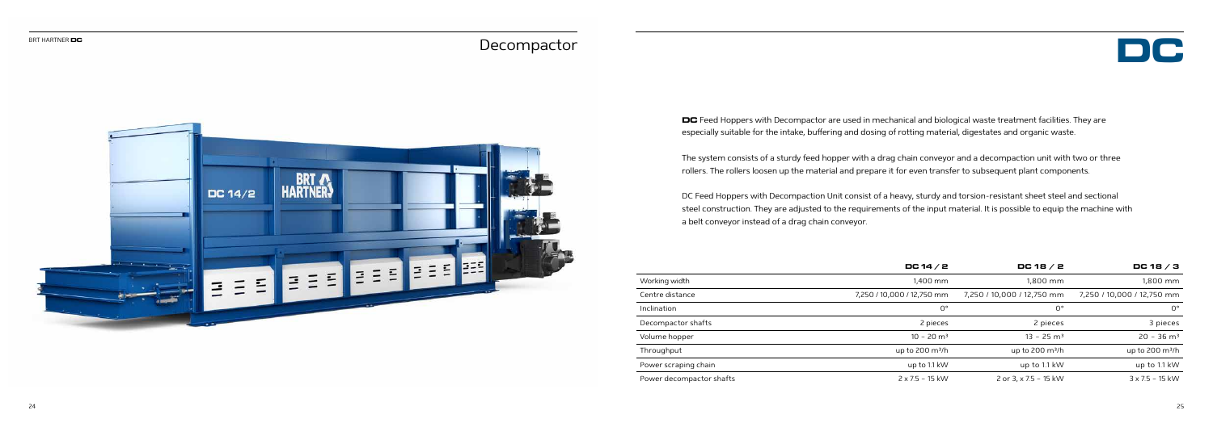# Decompactor

**DC** Feed Hoppers with Decompactor are used in mechanical and biological waste treatment facilities. They are especially suitable for the intake, buffering and dosing of rotting material, digestates and organic waste.

The system consists of a sturdy feed hopper with a drag chain conveyor and a decompaction unit with two or three rollers. The rollers loosen up the material and prepare it for even transfer to subsequent plant components.

DC Feed Hoppers with Decompaction Unit consist of a heavy, sturdy and torsion-resistant sheet steel and sectional steel construction. They are adjusted to the requirements of the input material. It is possible to equip the machine with a belt conveyor instead of a drag chain conveyor.

| | DC 14 / 2 | DC 18 / 2 | DC 18 / 3 |
|---|---|---|---|
| Working width | 1,400 mm | 1,800 mm | 1,800 mm |
| Centre distance | 7,250 / 10,000 / 12,750 mm | 7,250 / 10,000 / 12,750 mm | 7,250 / 10,000 / 12,750 mm |
| Inclination | 0° | 0° | 0° |
| Decompactor shafts | 2 pieces | 2 pieces | 3 pieces |
| Volume hopper | 10 – 20 m³ | 13 – 25 m³ | 20 – 36 m³ |
| Throughput | up to 200 m³/h | up to 200 m³/h | up to 200 m³/h |
| Power scraping chain | up to 1.1 kW | up to 1.1 kW | up to 1.1 kW |
| Power decompactor shafts | 2 x 7.5 – 15 kW | 2 or 3, x 7.5 – 15 kW | 3 x 7.5 – 15 kW |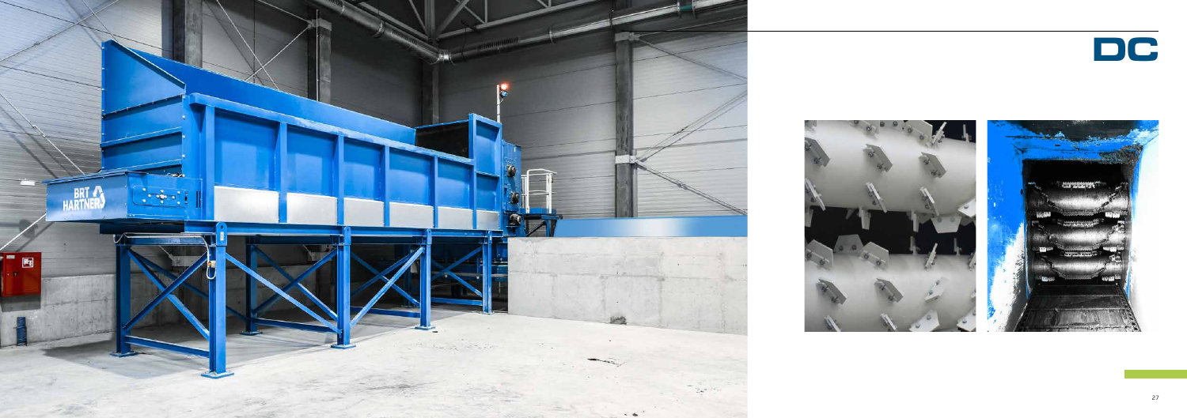# DC